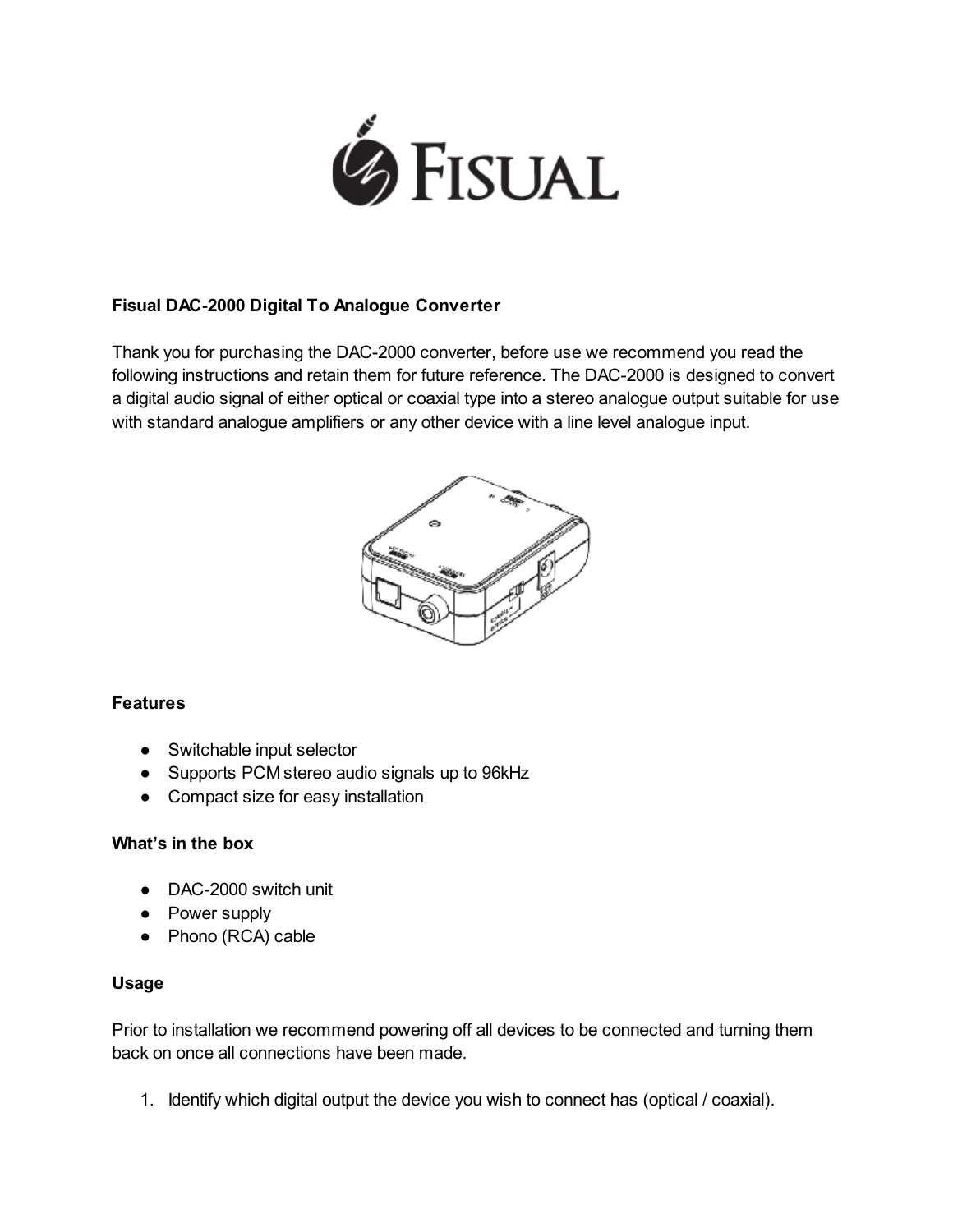**Fisual DAC-2000 Digital To Analogue Converter**

Thank you for purchasing the DAC-2000 converter, before use we recommend you read the following instructions and retain them for future reference. The DAC-2000 is designed to convert a digital audio signal of either optical or coaxial type into a stereo analogue output suitable for use with standard analogue amplifiers or any other device with a line level analogue input.

**Features**

- Switchable input selector
- Supports PCM stereo audio signals up to 96kHz
- Compact size for easy installation

**What's in the box**

- DAC-2000 switch unit
- Power supply
- Phono (RCA) cable

**Usage**

Prior to installation we recommend powering off all devices to be connected and turning them back on once all connections have been made.

1. Identify which digital output the device you wish to connect has (optical / coaxial).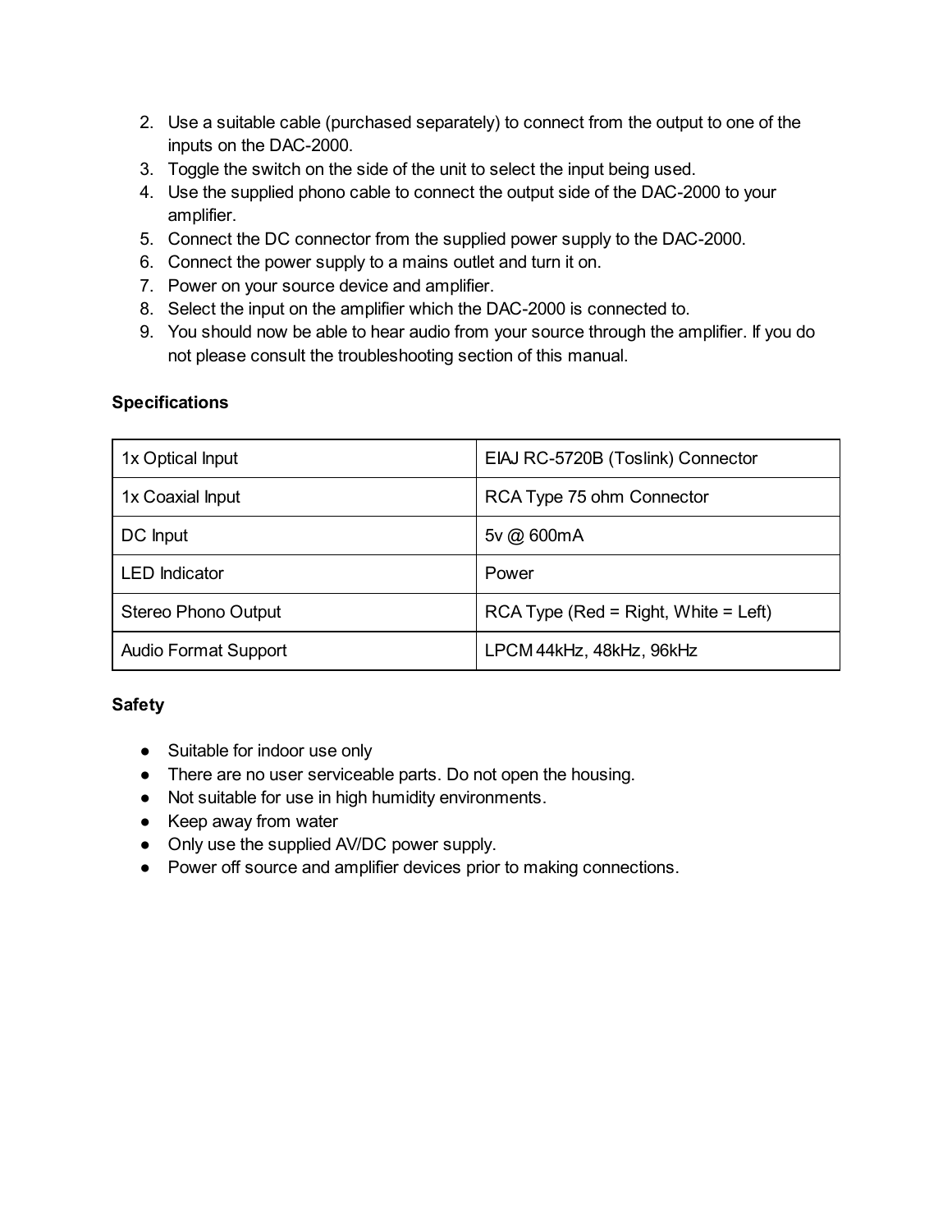2. Use a suitable cable (purchased separately) to connect from the output to one of the inputs on the DAC-2000.
3. Toggle the switch on the side of the unit to select the input being used.
4. Use the supplied phono cable to connect the output side of the DAC-2000 to your amplifier.
5. Connect the DC connector from the supplied power supply to the DAC-2000.
6. Connect the power supply to a mains outlet and turn it on.
7. Power on your source device and amplifier.
8. Select the input on the amplifier which the DAC-2000 is connected to.
9. You should now be able to hear audio from your source through the amplifier. If you do not please consult the troubleshooting section of this manual.

**Specifications**

| 1x Optical Input | EIAJ RC-5720B (Toslink) Connector |
|---|---|
| 1x Coaxial Input | RCA Type 75 ohm Connector |
| DC Input | 5v @ 600mA |
| LED Indicator | Power |
| Stereo Phono Output | RCA Type (Red = Right, White = Left) |
| Audio Format Support | LPCM 44kHz, 48kHz, 96kHz |

**Safety**

- Suitable for indoor use only
- There are no user serviceable parts. Do not open the housing.
- Not suitable for use in high humidity environments.
- Keep away from water
- Only use the supplied AV/DC power supply.
- Power off source and amplifier devices prior to making connections.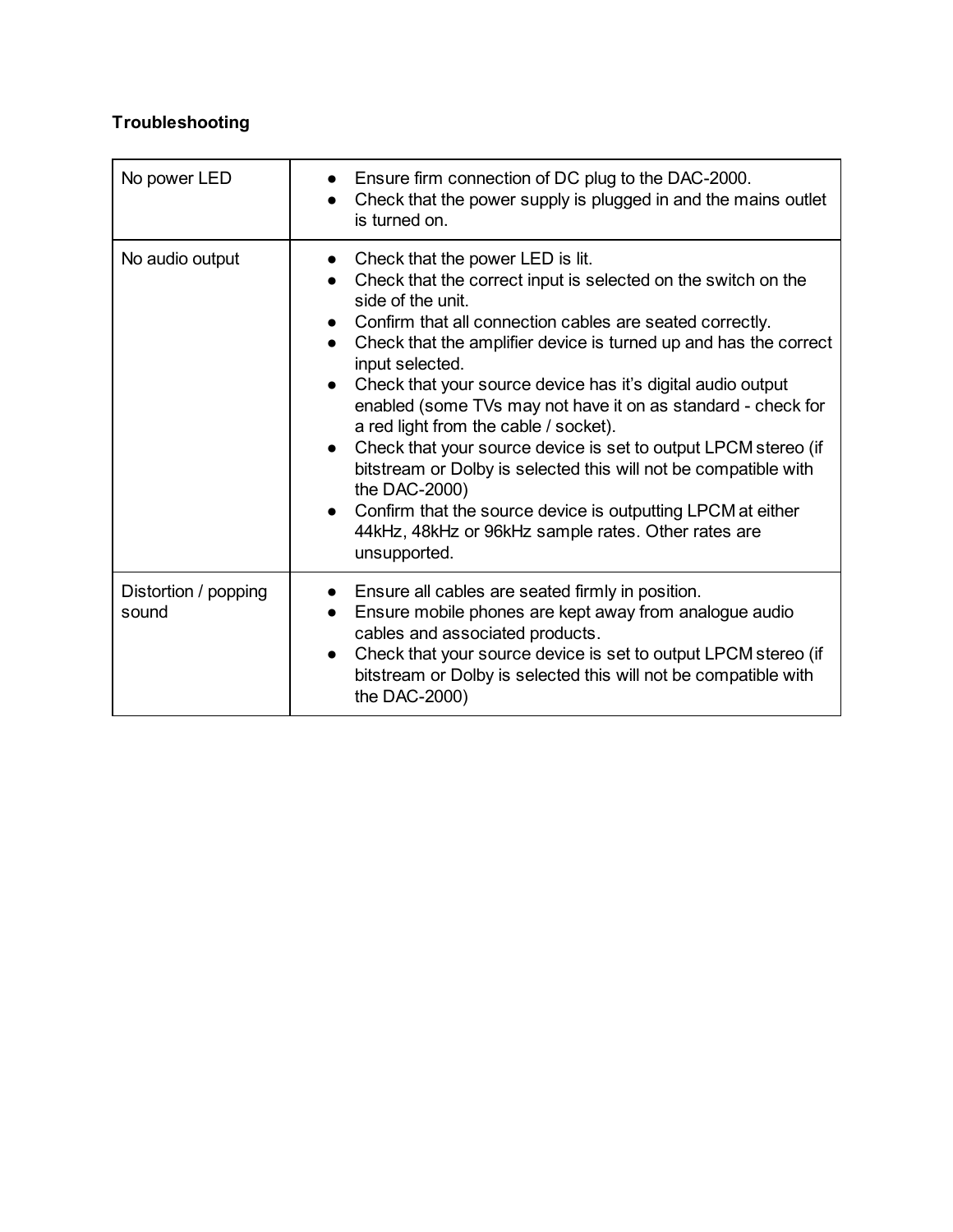**Troubleshooting**

| | |
|---|---|
| No power LED | • Ensure firm connection of DC plug to the DAC-2000.<br>• Check that the power supply is plugged in and the mains outlet is turned on. |
| No audio output | • Check that the power LED is lit.<br>• Check that the correct input is selected on the switch on the side of the unit.<br>• Confirm that all connection cables are seated correctly.<br>• Check that the amplifier device is turned up and has the correct input selected.<br>• Check that your source device has it's digital audio output enabled (some TVs may not have it on as standard - check for a red light from the cable / socket).<br>• Check that your source device is set to output LPCM stereo (if bitstream or Dolby is selected this will not be compatible with the DAC-2000)<br>• Confirm that the source device is outputting LPCM at either 44kHz, 48kHz or 96kHz sample rates. Other rates are unsupported. |
| Distortion / popping sound | • Ensure all cables are seated firmly in position.<br>• Ensure mobile phones are kept away from analogue audio cables and associated products.<br>• Check that your source device is set to output LPCM stereo (if bitstream or Dolby is selected this will not be compatible with the DAC-2000) |